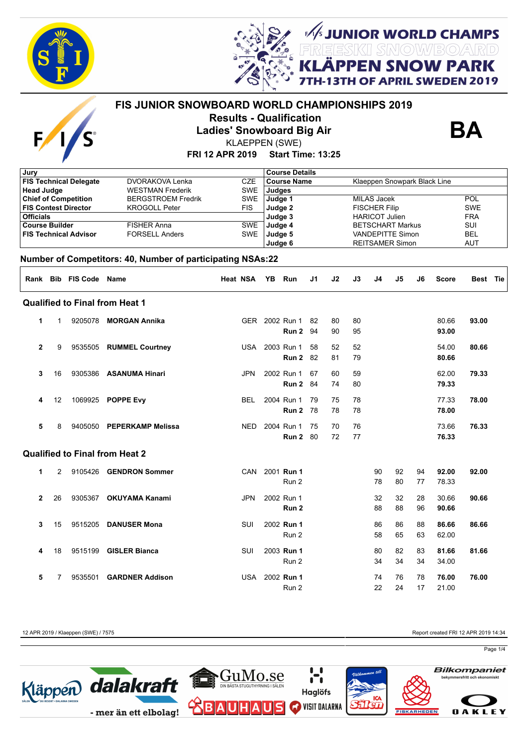# FIS JUNIOR SNOWBOARD WORLD CHAMPIONSHIPS 2019

## Results - Qualification

## Ladies' Snowboard Big Air

**BA**

KLAEPPEN (SWE)

**FRI 12 APR 2019 Start Time: 13:25**

JUNIOR WORLD CHAMPS FREESKI SNOWBOARD KLÄPPEN SNOW PARK 7TH-13TH OF APRIL SWEDEN 2019

| Jury | | | Course Details | | |
|---|---|---|---|---|---|
| **FIS Technical Delegate** | DVORAKOVA Lenka | CZE | **Course Name** | Klaeppen Snowpark Black Line | |
| **Head Judge** | WESTMAN Frederik | SWE | **Judges** | | |
| **Chief of Competition** | BERGSTROEM Fredrik | SWE | **Judge 1** | MILAS Jacek | POL |
| **FIS Contest Director** | KROGOLL Peter | FIS | **Judge 2** | FISCHER Filip | SWE |
| **Officials** | | | **Judge 3** | HARICOT Julien | FRA |
| **Course Builder** | FISHER Anna | SWE | **Judge 4** | BETSCHART Markus | SUI |
| **FIS Technical Advisor** | FORSELL Anders | SWE | **Judge 5** | VANDEPITTE Simon | BEL |
| | | | **Judge 6** | REITSAMER Simon | AUT |

**Number of Competitors: 40, Number of participating NSAs:22**

| Rank | Bib | FIS Code | Name | Heat | NSA | YB | Run | J1 | J2 | J3 | J4 | J5 | J6 | Score | Best | Tie |
|---|---|---|---|---|---|---|---|---|---|---|---|---|---|---|---|---|
| **Qualified to Final from Heat 1** | | | | | | | | | | | | | | | | |
| **1** | 1 | 9205078 | **MORGAN Annika** | | GER | 2002 | Run 1 | 82 | 80 | 80 | | | | 80.66 | **93.00** | |
| | | | | | | | **Run 2** | 94 | 90 | 95 | | | | **93.00** | | |
| **2** | 9 | 9535505 | **RUMMEL Courtney** | | USA | 2003 | Run 1 | 58 | 52 | 52 | | | | 54.00 | **80.66** | |
| | | | | | | | **Run 2** | 82 | 81 | 79 | | | | **80.66** | | |
| **3** | 16 | 9305386 | **ASANUMA Hinari** | | JPN | 2002 | Run 1 | 67 | 60 | 59 | | | | 62.00 | **79.33** | |
| | | | | | | | **Run 2** | 84 | 74 | 80 | | | | **79.33** | | |
| **4** | 12 | 1069925 | **POPPE Evy** | | BEL | 2004 | Run 1 | 79 | 75 | 78 | | | | 77.33 | **78.00** | |
| | | | | | | | **Run 2** | 78 | 78 | 78 | | | | **78.00** | | |
| **5** | 8 | 9405050 | **PEPERKAMP Melissa** | | NED | 2004 | Run 1 | 75 | 70 | 76 | | | | 73.66 | **76.33** | |
| | | | | | | | **Run 2** | 80 | 72 | 77 | | | | **76.33** | | |
| **Qualified to Final from Heat 2** | | | | | | | | | | | | | | | | |
| **1** | 2 | 9105426 | **GENDRON Sommer** | | CAN | 2001 | **Run 1** | | | | 90 | 92 | 94 | **92.00** | **92.00** | |
| | | | | | | | Run 2 | | | | 78 | 80 | 77 | 78.33 | | |
| **2** | 26 | 9305367 | **OKUYAMA Kanami** | | JPN | 2002 | Run 1 | | | | 32 | 32 | 28 | 30.66 | **90.66** | |
| | | | | | | | **Run 2** | | | | 88 | 88 | 96 | **90.66** | | |
| **3** | 15 | 9515205 | **DANUSER Mona** | | SUI | 2002 | **Run 1** | | | | 86 | 86 | 88 | **86.66** | **86.66** | |
| | | | | | | | Run 2 | | | | 58 | 65 | 63 | 62.00 | | |
| **4** | 18 | 9515199 | **GISLER Bianca** | | SUI | 2003 | **Run 1** | | | | 80 | 82 | 83 | **81.66** | **81.66** | |
| | | | | | | | Run 2 | | | | 34 | 34 | 34 | 34.00 | | |
| **5** | 7 | 9535501 | **GARDNER Addison** | | USA | 2002 | **Run 1** | | | | 74 | 76 | 78 | **76.00** | **76.00** | |
| | | | | | | | Run 2 | | | | 22 | 24 | 17 | 21.00 | | |

12 APR 2019 / Klaeppen (SWE) / 7575 — Report created FRI 12 APR 2019 14:34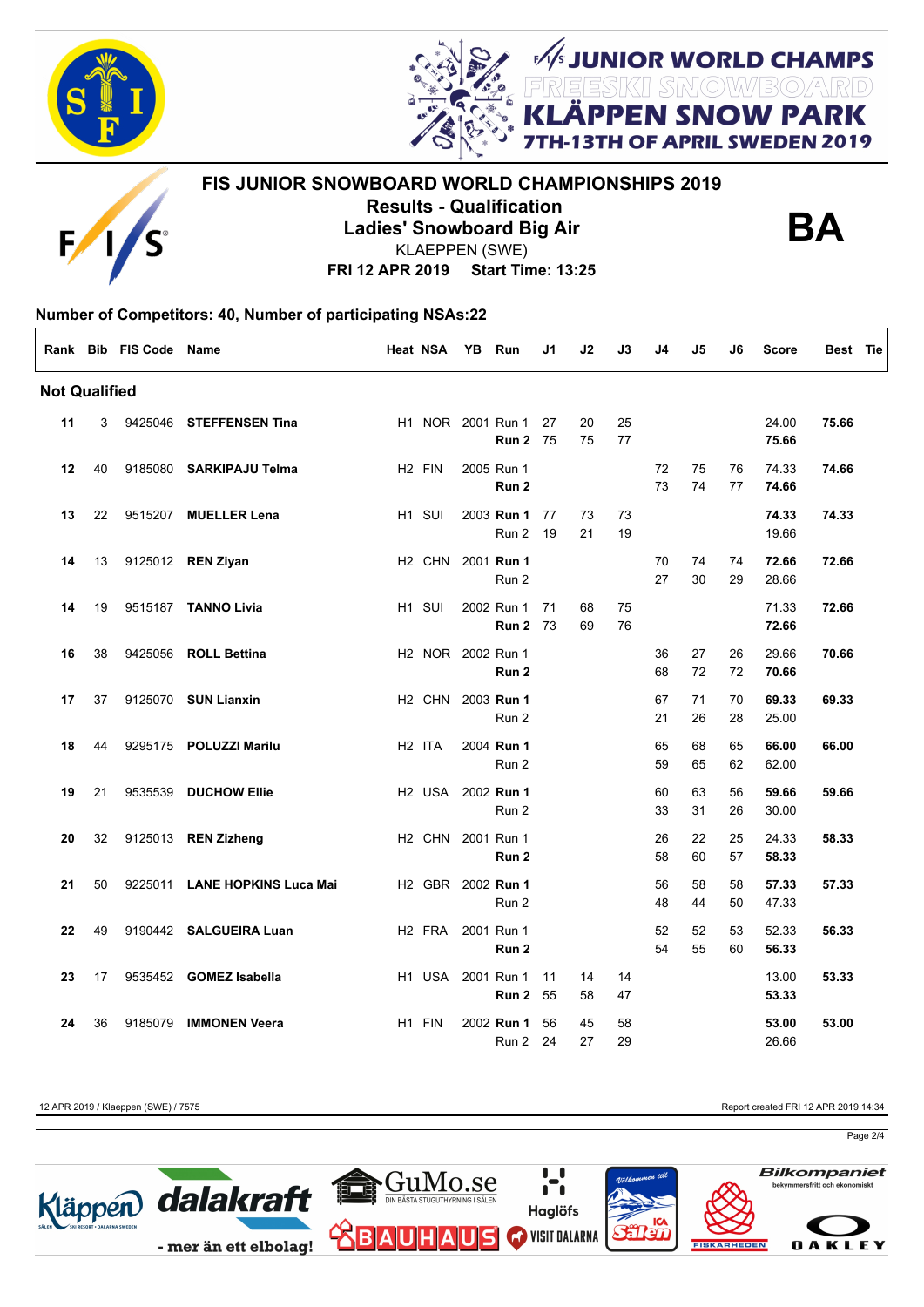# FIS JUNIOR SNOWBOARD WORLD CHAMPIONSHIPS 2019

**Results - Qualification**

**Ladies' Snowboard Big Air**

KLAEPPEN (SWE)

**FRI 12 APR 2019 Start Time: 13:25**

**BA**

JUNIOR WORLD CHAMPS FREESKI SNOWBOARD KLÄPPEN SNOW PARK 7TH-13TH OF APRIL SWEDEN 2019

**Number of Competitors: 40, Number of participating NSAs:22**

| Rank | Bib | FIS Code | Name | Heat | NSA | YB | Run | J1 | J2 | J3 | J4 | J5 | J6 | Score | Best | Tie |
|---|---|---|---|---|---|---|---|---|---|---|---|---|---|---|---|---|
| **Not Qualified** | | | | | | | | | | | | | | | | |
| **11** | 3 | 9425046 | **STEFFENSEN Tina** | H1 | NOR | 2001 | Run 1 | 27 | 20 | 25 | | | | 24.00 | **75.66** | |
| | | | | | | | **Run 2** | 75 | 75 | 77 | | | | **75.66** | | |
| **12** | 40 | 9185080 | **SARKIPAJU Telma** | H2 | FIN | 2005 | Run 1 | | | | 72 | 75 | 76 | 74.33 | **74.66** | |
| | | | | | | | **Run 2** | | | | 73 | 74 | 77 | **74.66** | | |
| **13** | 22 | 9515207 | **MUELLER Lena** | H1 | SUI | 2003 | **Run 1** | 77 | 73 | 73 | | | | **74.33** | **74.33** | |
| | | | | | | | Run 2 | 19 | 21 | 19 | | | | 19.66 | | |
| **14** | 13 | 9125012 | **REN Ziyan** | H2 | CHN | 2001 | **Run 1** | | | | 70 | 74 | 74 | **72.66** | **72.66** | |
| | | | | | | | Run 2 | | | | 27 | 30 | 29 | 28.66 | | |
| **14** | 19 | 9515187 | **TANNO Livia** | H1 | SUI | 2002 | Run 1 | 71 | 68 | 75 | | | | 71.33 | **72.66** | |
| | | | | | | | **Run 2** | 73 | 69 | 76 | | | | **72.66** | | |
| **16** | 38 | 9425056 | **ROLL Bettina** | H2 | NOR | 2002 | Run 1 | | | | 36 | 27 | 26 | 29.66 | **70.66** | |
| | | | | | | | **Run 2** | | | | 68 | 72 | 72 | **70.66** | | |
| **17** | 37 | 9125070 | **SUN Lianxin** | H2 | CHN | 2003 | **Run 1** | | | | 67 | 71 | 70 | **69.33** | **69.33** | |
| | | | | | | | Run 2 | | | | 21 | 26 | 28 | 25.00 | | |
| **18** | 44 | 9295175 | **POLUZZI Marilu** | H2 | ITA | 2004 | **Run 1** | | | | 65 | 68 | 65 | **66.00** | **66.00** | |
| | | | | | | | Run 2 | | | | 59 | 65 | 62 | 62.00 | | |
| **19** | 21 | 9535539 | **DUCHOW Ellie** | H2 | USA | 2002 | **Run 1** | | | | 60 | 63 | 56 | **59.66** | **59.66** | |
| | | | | | | | Run 2 | | | | 33 | 31 | 26 | 30.00 | | |
| **20** | 32 | 9125013 | **REN Zizheng** | H2 | CHN | 2001 | Run 1 | | | | 26 | 22 | 25 | 24.33 | **58.33** | |
| | | | | | | | **Run 2** | | | | 58 | 60 | 57 | **58.33** | | |
| **21** | 50 | 9225011 | **LANE HOPKINS Luca Mai** | H2 | GBR | 2002 | **Run 1** | | | | 56 | 58 | 58 | **57.33** | **57.33** | |
| | | | | | | | Run 2 | | | | 48 | 44 | 50 | 47.33 | | |
| **22** | 49 | 9190442 | **SALGUEIRA Luan** | H2 | FRA | 2001 | Run 1 | | | | 52 | 52 | 53 | 52.33 | **56.33** | |
| | | | | | | | **Run 2** | | | | 54 | 55 | 60 | **56.33** | | |
| **23** | 17 | 9535452 | **GOMEZ Isabella** | H1 | USA | 2001 | Run 1 | 11 | 14 | 14 | | | | 13.00 | **53.33** | |
| | | | | | | | **Run 2** | 55 | 58 | 47 | | | | **53.33** | | |
| **24** | 36 | 9185079 | **IMMONEN Veera** | H1 | FIN | 2002 | **Run 1** | 56 | 45 | 58 | | | | **53.00** | **53.00** | |
| | | | | | | | Run 2 | 24 | 27 | 29 | | | | 26.66 | | |

12 APR 2019 / Klaeppen (SWE) / 7575

Report created FRI 12 APR 2019 14:34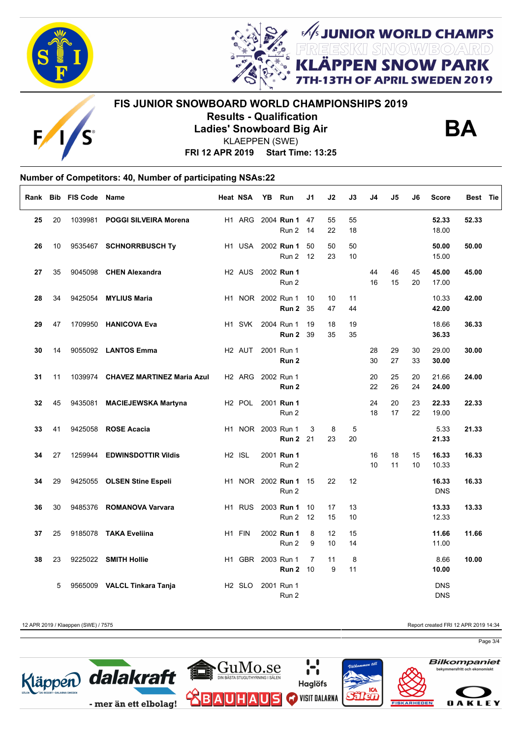# FIS JUNIOR SNOWBOARD WORLD CHAMPIONSHIPS 2019

**Results - Qualification**

**Ladies' Snowboard Big Air**

KLAEPPEN (SWE)

**FRI 12 APR 2019 Start Time: 13:25**

**BA**

**Number of Competitors: 40, Number of participating NSAs:22**

| Rank | Bib | FIS Code | Name | Heat | NSA | YB | Run | J1 | J2 | J3 | J4 | J5 | J6 | Score | Best | Tie |
|---|---|---|---|---|---|---|---|---|---|---|---|---|---|---|---|---|
| **25** | 20 | 1039981 | **POGGI SILVEIRA Morena** | H1 | ARG | 2004 | **Run 1** | 47 | 55 | 55 | | | | **52.33** | **52.33** | |
| | | | | | | | Run 2 | 14 | 22 | 18 | | | | 18.00 | | |
| **26** | 10 | 9535467 | **SCHNORRBUSCH Ty** | H1 | USA | 2002 | **Run 1** | 50 | 50 | 50 | | | | **50.00** | **50.00** | |
| | | | | | | | Run 2 | 12 | 23 | 10 | | | | 15.00 | | |
| **27** | 35 | 9045098 | **CHEN Alexandra** | H2 | AUS | 2002 | **Run 1** | | | | 44 | 46 | 45 | **45.00** | **45.00** | |
| | | | | | | | Run 2 | | | | 16 | 15 | 20 | 17.00 | | |
| **28** | 34 | 9425054 | **MYLIUS Maria** | H1 | NOR | 2002 | Run 1 | 10 | 10 | 11 | | | | 10.33 | **42.00** | |
| | | | | | | | **Run 2** | 35 | 47 | 44 | | | | **42.00** | | |
| **29** | 47 | 1709950 | **HANICOVA Eva** | H1 | SVK | 2004 | Run 1 | 19 | 18 | 19 | | | | 18.66 | **36.33** | |
| | | | | | | | **Run 2** | 39 | 35 | 35 | | | | **36.33** | | |
| **30** | 14 | 9055092 | **LANTOS Emma** | H2 | AUT | 2001 | Run 1 | | | | 28 | 29 | 30 | 29.00 | **30.00** | |
| | | | | | | | **Run 2** | | | | 30 | 27 | 33 | **30.00** | | |
| **31** | 11 | 1039974 | **CHAVEZ MARTINEZ Maria Azul** | H2 | ARG | 2002 | Run 1 | | | | 20 | 25 | 20 | 21.66 | **24.00** | |
| | | | | | | | **Run 2** | | | | 22 | 26 | 24 | **24.00** | | |
| **32** | 45 | 9435081 | **MACIEJEWSKA Martyna** | H2 | POL | 2001 | **Run 1** | | | | 24 | 20 | 23 | **22.33** | **22.33** | |
| | | | | | | | Run 2 | | | | 18 | 17 | 22 | 19.00 | | |
| **33** | 41 | 9425058 | **ROSE Acacia** | H1 | NOR | 2003 | Run 1 | 3 | 8 | 5 | | | | 5.33 | **21.33** | |
| | | | | | | | **Run 2** | 21 | 23 | 20 | | | | **21.33** | | |
| **34** | 27 | 1259944 | **EDWINSDOTTIR Vildis** | H2 | ISL | 2001 | **Run 1** | | | | 16 | 18 | 15 | **16.33** | **16.33** | |
| | | | | | | | Run 2 | | | | 10 | 11 | 10 | 10.33 | | |
| **34** | 29 | 9425055 | **OLSEN Stine Espeli** | H1 | NOR | 2002 | **Run 1** | 15 | 22 | 12 | | | | **16.33** | **16.33** | |
| | | | | | | | Run 2 | | | | | | | DNS | | |
| **36** | 30 | 9485376 | **ROMANOVA Varvara** | H1 | RUS | 2003 | **Run 1** | 10 | 17 | 13 | | | | **13.33** | **13.33** | |
| | | | | | | | Run 2 | 12 | 15 | 10 | | | | 12.33 | | |
| **37** | 25 | 9185078 | **TAKA Eveliina** | H1 | FIN | 2002 | **Run 1** | 8 | 12 | 15 | | | | **11.66** | **11.66** | |
| | | | | | | | Run 2 | 9 | 10 | 14 | | | | 11.00 | | |
| **38** | 23 | 9225022 | **SMITH Hollie** | H1 | GBR | 2003 | Run 1 | 7 | 11 | 8 | | | | 8.66 | **10.00** | |
| | | | | | | | **Run 2** | 10 | 9 | 11 | | | | **10.00** | | |
| | 5 | 9565009 | **VALCL Tinkara Tanja** | H2 | SLO | 2001 | Run 1 | | | | | | | DNS | | |
| | | | | | | | Run 2 | | | | | | | DNS | | |

12 APR 2019 / Klaeppen (SWE) / 7575

Report created FRI 12 APR 2019 14:34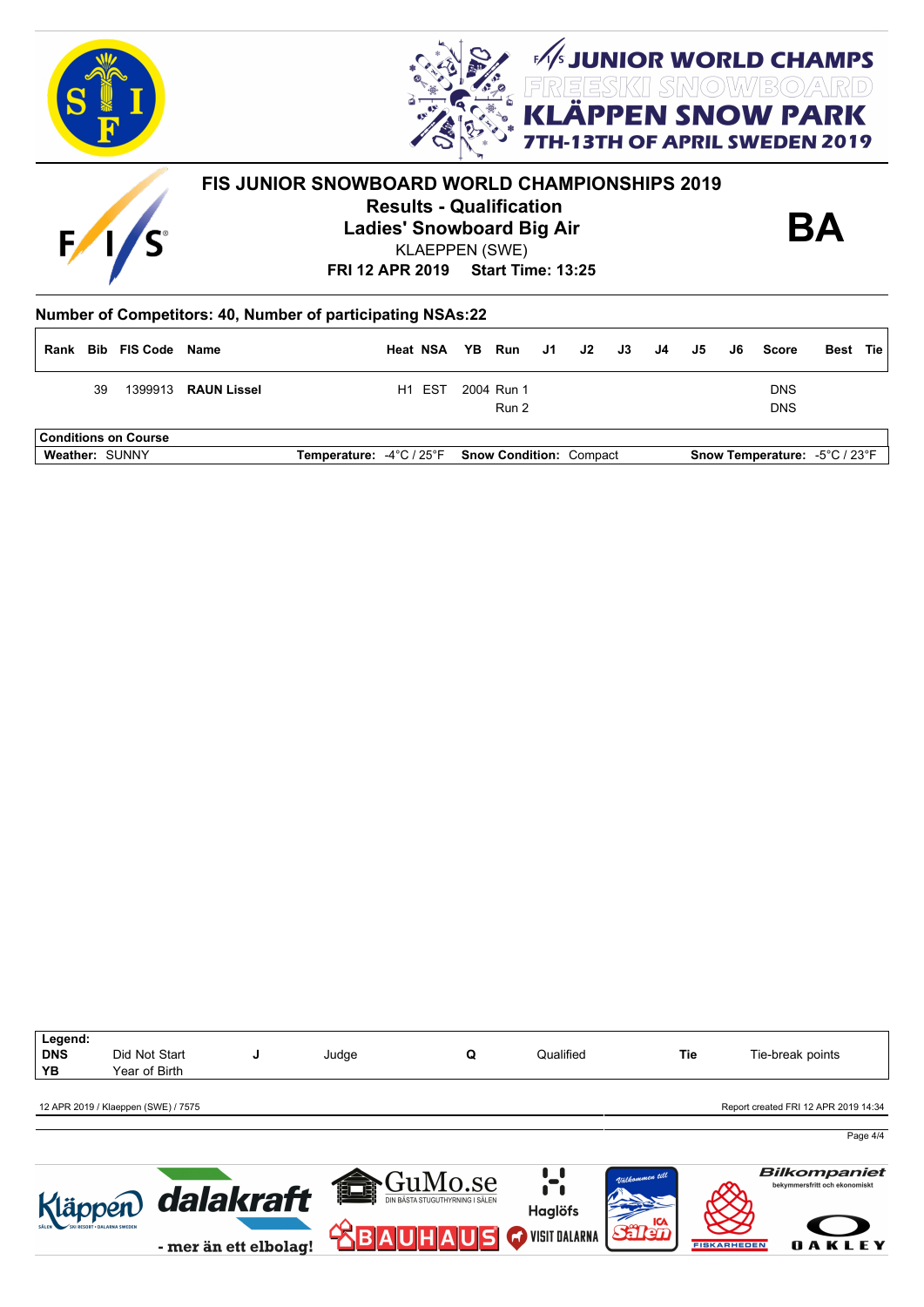# FIS JUNIOR SNOWBOARD WORLD CHAMPIONSHIPS 2019

## Results - Qualification

## Ladies' Snowboard Big Air

KLAEPPEN (SWE)

**FRI 12 APR 2019 Start Time: 13:25**

**BA**

**Number of Competitors: 40, Number of participating NSAs:22**

| Rank | Bib | FIS Code | Name | Heat | NSA | YB | Run | J1 | J2 | J3 | J4 | J5 | J6 | Score | Best | Tie |
|---|---|---|---|---|---|---|---|---|---|---|---|---|---|---|---|---|
| | 39 | 1399913 | **RAUN Lissel** | H1 | EST | 2004 | Run 1 | | | | | | | DNS | | |
| | | | | | | | Run 2 | | | | | | | DNS | | |

**Conditions on Course**

**Weather:** SUNNY **Temperature:** -4°C / 25°F **Snow Condition:** Compact **Snow Temperature:** -5°C / 23°F

| Legend: | | | | | | | |
|---|---|---|---|---|---|---|---|
| **DNS** | Did Not Start | **J** | Judge | **Q** | Qualified | **Tie** | Tie-break points |
| **YB** | Year of Birth | | | | | | |

12 APR 2019 / Klaeppen (SWE) / 7575

Report created FRI 12 APR 2019 14:34